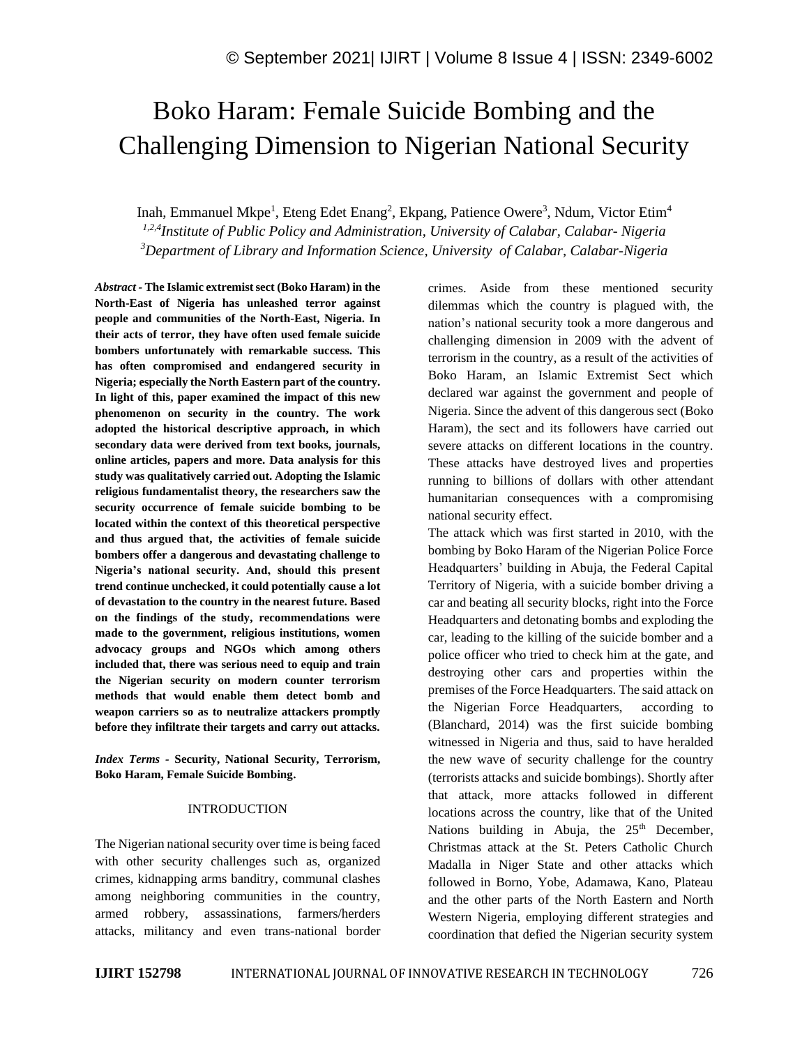# Boko Haram: Female Suicide Bombing and the Challenging Dimension to Nigerian National Security

Inah, Emmanuel Mkpe[1], Eteng Edet Enang[2], Ekpang, Patience Owere[3], Ndum, Victor Etim[4]

[1,2,4]*Institute of Public Policy and Administration, University of Calabar, Calabar- Nigeria*

[3]*Department of Library and Information Science, University of Calabar, Calabar-Nigeria*

***Abstract* - The Islamic extremist sect (Boko Haram) in the North-East of Nigeria has unleashed terror against people and communities of the North-East, Nigeria. In their acts of terror, they have often used female suicide bombers unfortunately with remarkable success. This has often compromised and endangered security in Nigeria; especially the North Eastern part of the country. In light of this, paper examined the impact of this new phenomenon on security in the country. The work adopted the historical descriptive approach, in which secondary data were derived from text books, journals, online articles, papers and more. Data analysis for this study was qualitatively carried out. Adopting the Islamic religious fundamentalist theory, the researchers saw the security occurrence of female suicide bombing to be located within the context of this theoretical perspective and thus argued that, the activities of female suicide bombers offer a dangerous and devastating challenge to Nigeria's national security. And, should this present trend continue unchecked, it could potentially cause a lot of devastation to the country in the nearest future. Based on the findings of the study, recommendations were made to the government, religious institutions, women advocacy groups and NGOs which among others included that, there was serious need to equip and train the Nigerian security on modern counter terrorism methods that would enable them detect bomb and weapon carriers so as to neutralize attackers promptly before they infiltrate their targets and carry out attacks.**

***Index Terms* - Security, National Security, Terrorism, Boko Haram, Female Suicide Bombing.**

## INTRODUCTION

The Nigerian national security over time is being faced with other security challenges such as, organized crimes, kidnapping arms banditry, communal clashes among neighboring communities in the country, armed robbery, assassinations, farmers/herders attacks, militancy and even trans-national border crimes. Aside from these mentioned security dilemmas which the country is plagued with, the nation's national security took a more dangerous and challenging dimension in 2009 with the advent of terrorism in the country, as a result of the activities of Boko Haram, an Islamic Extremist Sect which declared war against the government and people of Nigeria. Since the advent of this dangerous sect (Boko Haram), the sect and its followers have carried out severe attacks on different locations in the country. These attacks have destroyed lives and properties running to billions of dollars with other attendant humanitarian consequences with a compromising national security effect.

The attack which was first started in 2010, with the bombing by Boko Haram of the Nigerian Police Force Headquarters' building in Abuja, the Federal Capital Territory of Nigeria, with a suicide bomber driving a car and beating all security blocks, right into the Force Headquarters and detonating bombs and exploding the car, leading to the killing of the suicide bomber and a police officer who tried to check him at the gate, and destroying other cars and properties within the premises of the Force Headquarters. The said attack on the Nigerian Force Headquarters, according to (Blanchard, 2014) was the first suicide bombing witnessed in Nigeria and thus, said to have heralded the new wave of security challenge for the country (terrorists attacks and suicide bombings). Shortly after that attack, more attacks followed in different locations across the country, like that of the United Nations building in Abuja, the 25th December, Christmas attack at the St. Peters Catholic Church Madalla in Niger State and other attacks which followed in Borno, Yobe, Adamawa, Kano, Plateau and the other parts of the North Eastern and North Western Nigeria, employing different strategies and coordination that defied the Nigerian security system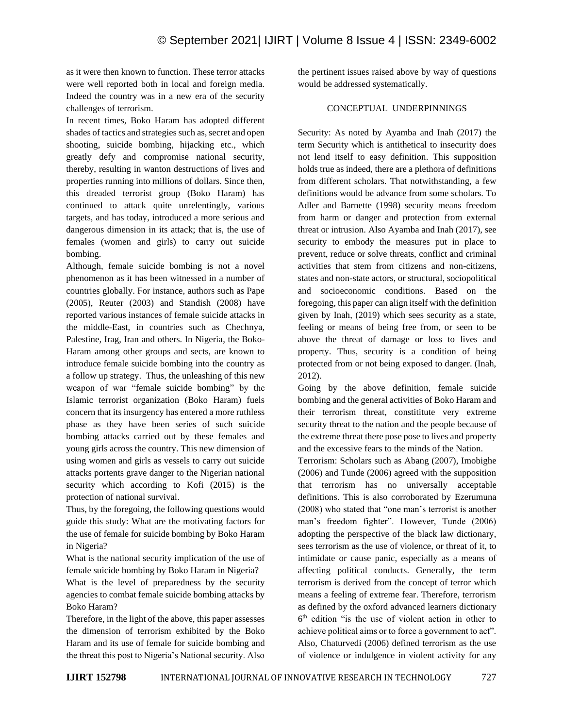as it were then known to function. These terror attacks were well reported both in local and foreign media. Indeed the country was in a new era of the security challenges of terrorism.

In recent times, Boko Haram has adopted different shades of tactics and strategies such as, secret and open shooting, suicide bombing, hijacking etc., which greatly defy and compromise national security, thereby, resulting in wanton destructions of lives and properties running into millions of dollars. Since then, this dreaded terrorist group (Boko Haram) has continued to attack quite unrelentingly, various targets, and has today, introduced a more serious and dangerous dimension in its attack; that is, the use of females (women and girls) to carry out suicide bombing.

Although, female suicide bombing is not a novel phenomenon as it has been witnessed in a number of countries globally. For instance, authors such as Pape (2005), Reuter (2003) and Standish (2008) have reported various instances of female suicide attacks in the middle-East, in countries such as Chechnya, Palestine, Irag, Iran and others. In Nigeria, the Boko-Haram among other groups and sects, are known to introduce female suicide bombing into the country as a follow up strategy. Thus, the unleashing of this new weapon of war "female suicide bombing" by the Islamic terrorist organization (Boko Haram) fuels concern that its insurgency has entered a more ruthless phase as they have been series of such suicide bombing attacks carried out by these females and young girls across the country. This new dimension of using women and girls as vessels to carry out suicide attacks portents grave danger to the Nigerian national security which according to Kofi (2015) is the protection of national survival.

Thus, by the foregoing, the following questions would guide this study: What are the motivating factors for the use of female for suicide bombing by Boko Haram in Nigeria?

What is the national security implication of the use of female suicide bombing by Boko Haram in Nigeria?

What is the level of preparedness by the security agencies to combat female suicide bombing attacks by Boko Haram?

Therefore, in the light of the above, this paper assesses the dimension of terrorism exhibited by the Boko Haram and its use of female for suicide bombing and the threat this post to Nigeria's National security. Also the pertinent issues raised above by way of questions would be addressed systematically.

## CONCEPTUAL UNDERPINNINGS

Security: As noted by Ayamba and Inah (2017) the term Security which is antithetical to insecurity does not lend itself to easy definition. This supposition holds true as indeed, there are a plethora of definitions from different scholars. That notwithstanding, a few definitions would be advance from some scholars. To Adler and Barnette (1998) security means freedom from harm or danger and protection from external threat or intrusion. Also Ayamba and Inah (2017), see security to embody the measures put in place to prevent, reduce or solve threats, conflict and criminal activities that stem from citizens and non-citizens, states and non-state actors, or structural, sociopolitical and socioeconomic conditions. Based on the foregoing, this paper can align itself with the definition given by Inah, (2019) which sees security as a state, feeling or means of being free from, or seen to be above the threat of damage or loss to lives and property. Thus, security is a condition of being protected from or not being exposed to danger. (Inah, 2012).

Going by the above definition, female suicide bombing and the general activities of Boko Haram and their terrorism threat, constititute very extreme security threat to the nation and the people because of the extreme threat there pose pose to lives and property and the excessive fears to the minds of the Nation.

Terrorism: Scholars such as Abang (2007), Imobighe (2006) and Tunde (2006) agreed with the supposition that terrorism has no universally acceptable definitions. This is also corroborated by Ezerumuna (2008) who stated that "one man's terrorist is another man's freedom fighter". However, Tunde (2006) adopting the perspective of the black law dictionary, sees terrorism as the use of violence, or threat of it, to intimidate or cause panic, especially as a means of affecting political conducts. Generally, the term terrorism is derived from the concept of terror which means a feeling of extreme fear. Therefore, terrorism as defined by the oxford advanced learners dictionary 6th edition "is the use of violent action in other to achieve political aims or to force a government to act". Also, Chaturvedi (2006) defined terrorism as the use of violence or indulgence in violent activity for any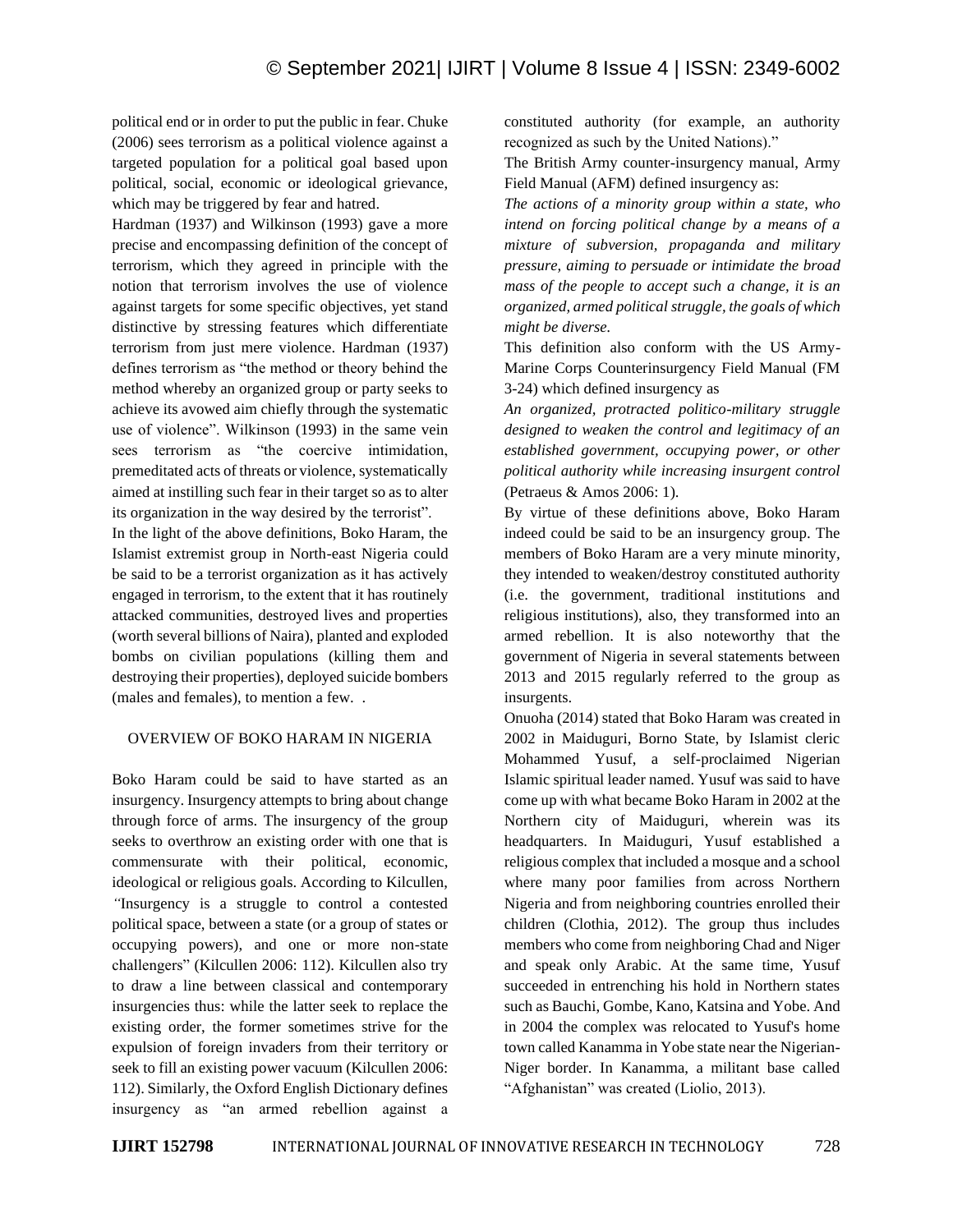political end or in order to put the public in fear. Chuke (2006) sees terrorism as a political violence against a targeted population for a political goal based upon political, social, economic or ideological grievance, which may be triggered by fear and hatred.

Hardman (1937) and Wilkinson (1993) gave a more precise and encompassing definition of the concept of terrorism, which they agreed in principle with the notion that terrorism involves the use of violence against targets for some specific objectives, yet stand distinctive by stressing features which differentiate terrorism from just mere violence. Hardman (1937) defines terrorism as "the method or theory behind the method whereby an organized group or party seeks to achieve its avowed aim chiefly through the systematic use of violence". Wilkinson (1993) in the same vein sees terrorism as "the coercive intimidation, premeditated acts of threats or violence, systematically aimed at instilling such fear in their target so as to alter its organization in the way desired by the terrorist".

In the light of the above definitions, Boko Haram, the Islamist extremist group in North-east Nigeria could be said to be a terrorist organization as it has actively engaged in terrorism, to the extent that it has routinely attacked communities, destroyed lives and properties (worth several billions of Naira), planted and exploded bombs on civilian populations (killing them and destroying their properties), deployed suicide bombers (males and females), to mention a few. .

## OVERVIEW OF BOKO HARAM IN NIGERIA

Boko Haram could be said to have started as an insurgency. Insurgency attempts to bring about change through force of arms. The insurgency of the group seeks to overthrow an existing order with one that is commensurate with their political, economic, ideological or religious goals. According to Kilcullen, "Insurgency is a struggle to control a contested political space, between a state (or a group of states or occupying powers), and one or more non-state challengers" (Kilcullen 2006: 112). Kilcullen also try to draw a line between classical and contemporary insurgencies thus: while the latter seek to replace the existing order, the former sometimes strive for the expulsion of foreign invaders from their territory or seek to fill an existing power vacuum (Kilcullen 2006: 112). Similarly, the Oxford English Dictionary defines insurgency as "an armed rebellion against a constituted authority (for example, an authority recognized as such by the United Nations)."

The British Army counter-insurgency manual, Army Field Manual (AFM) defined insurgency as:

*The actions of a minority group within a state, who intend on forcing political change by a means of a mixture of subversion, propaganda and military pressure, aiming to persuade or intimidate the broad mass of the people to accept such a change, it is an organized, armed political struggle, the goals of which might be diverse.*

This definition also conform with the US Army-Marine Corps Counterinsurgency Field Manual (FM 3-24) which defined insurgency as

*An organized, protracted politico-military struggle designed to weaken the control and legitimacy of an established government, occupying power, or other political authority while increasing insurgent control* (Petraeus & Amos 2006: 1).

By virtue of these definitions above, Boko Haram indeed could be said to be an insurgency group. The members of Boko Haram are a very minute minority, they intended to weaken/destroy constituted authority (i.e. the government, traditional institutions and religious institutions), also, they transformed into an armed rebellion. It is also noteworthy that the government of Nigeria in several statements between 2013 and 2015 regularly referred to the group as insurgents.

Onuoha (2014) stated that Boko Haram was created in 2002 in Maiduguri, Borno State, by Islamist cleric Mohammed Yusuf, a self-proclaimed Nigerian Islamic spiritual leader named. Yusuf was said to have come up with what became Boko Haram in 2002 at the Northern city of Maiduguri, wherein was its headquarters. In Maiduguri, Yusuf established a religious complex that included a mosque and a school where many poor families from across Northern Nigeria and from neighboring countries enrolled their children (Clothia, 2012). The group thus includes members who come from neighboring Chad and Niger and speak only Arabic. At the same time, Yusuf succeeded in entrenching his hold in Northern states such as Bauchi, Gombe, Kano, Katsina and Yobe. And in 2004 the complex was relocated to Yusuf's home town called Kanamma in Yobe state near the Nigerian-Niger border. In Kanamma, a militant base called "Afghanistan" was created (Liolio, 2013).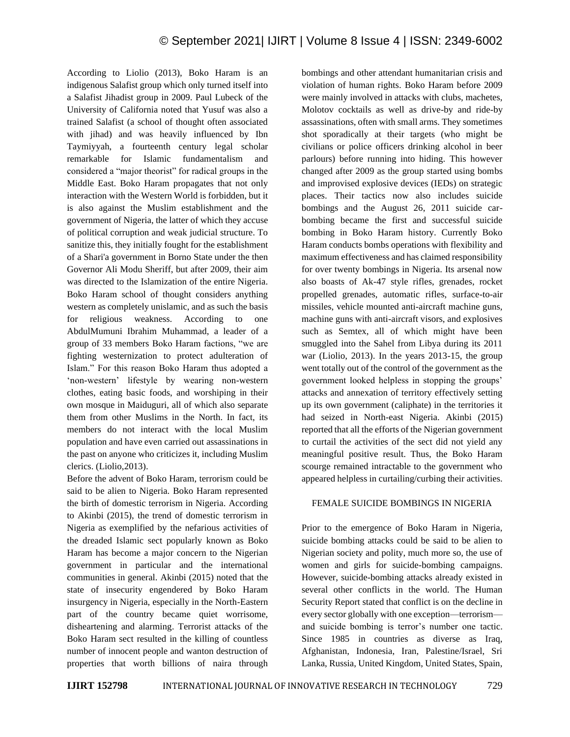According to Liolio (2013), Boko Haram is an indigenous Salafist group which only turned itself into a Salafist Jihadist group in 2009. Paul Lubeck of the University of California noted that Yusuf was also a trained Salafist (a school of thought often associated with jihad) and was heavily influenced by Ibn Taymiyyah, a fourteenth century legal scholar remarkable for Islamic fundamentalism and considered a "major theorist" for radical groups in the Middle East. Boko Haram propagates that not only interaction with the Western World is forbidden, but it is also against the Muslim establishment and the government of Nigeria, the latter of which they accuse of political corruption and weak judicial structure. To sanitize this, they initially fought for the establishment of a Shari'a government in Borno State under the then Governor Ali Modu Sheriff, but after 2009, their aim was directed to the Islamization of the entire Nigeria. Boko Haram school of thought considers anything western as completely unislamic, and as such the basis for religious weakness. According to one AbdulMumuni Ibrahim Muhammad, a leader of a group of 33 members Boko Haram factions, "we are fighting westernization to protect adulteration of Islam." For this reason Boko Haram thus adopted a 'non-western' lifestyle by wearing non-western clothes, eating basic foods, and worshiping in their own mosque in Maiduguri, all of which also separate them from other Muslims in the North. In fact, its members do not interact with the local Muslim population and have even carried out assassinations in the past on anyone who criticizes it, including Muslim clerics. (Liolio,2013).

Before the advent of Boko Haram, terrorism could be said to be alien to Nigeria. Boko Haram represented the birth of domestic terrorism in Nigeria. According to Akinbi (2015), the trend of domestic terrorism in Nigeria as exemplified by the nefarious activities of the dreaded Islamic sect popularly known as Boko Haram has become a major concern to the Nigerian government in particular and the international communities in general. Akinbi (2015) noted that the state of insecurity engendered by Boko Haram insurgency in Nigeria, especially in the North-Eastern part of the country became quiet worrisome, disheartening and alarming. Terrorist attacks of the Boko Haram sect resulted in the killing of countless number of innocent people and wanton destruction of properties that worth billions of naira through bombings and other attendant humanitarian crisis and violation of human rights. Boko Haram before 2009 were mainly involved in attacks with clubs, machetes, Molotov cocktails as well as drive-by and ride-by assassinations, often with small arms. They sometimes shot sporadically at their targets (who might be civilians or police officers drinking alcohol in beer parlours) before running into hiding. This however changed after 2009 as the group started using bombs and improvised explosive devices (IEDs) on strategic places. Their tactics now also includes suicide bombings and the August 26, 2011 suicide car-bombing became the first and successful suicide bombing in Boko Haram history. Currently Boko Haram conducts bombs operations with flexibility and maximum effectiveness and has claimed responsibility for over twenty bombings in Nigeria. Its arsenal now also boasts of Ak-47 style rifles, grenades, rocket propelled grenades, automatic rifles, surface-to-air missiles, vehicle mounted anti-aircraft machine guns, machine guns with anti-aircraft visors, and explosives such as Semtex, all of which might have been smuggled into the Sahel from Libya during its 2011 war (Liolio, 2013). In the years 2013-15, the group went totally out of the control of the government as the government looked helpless in stopping the groups' attacks and annexation of territory effectively setting up its own government (caliphate) in the territories it had seized in North-east Nigeria. Akinbi (2015) reported that all the efforts of the Nigerian government to curtail the activities of the sect did not yield any meaningful positive result. Thus, the Boko Haram scourge remained intractable to the government who appeared helpless in curtailing/curbing their activities.

## FEMALE SUICIDE BOMBINGS IN NIGERIA

Prior to the emergence of Boko Haram in Nigeria, suicide bombing attacks could be said to be alien to Nigerian society and polity, much more so, the use of women and girls for suicide-bombing campaigns. However, suicide-bombing attacks already existed in several other conflicts in the world. The Human Security Report stated that conflict is on the decline in every sector globally with one exception—terrorism—and suicide bombing is terror's number one tactic. Since 1985 in countries as diverse as Iraq, Afghanistan, Indonesia, Iran, Palestine/Israel, Sri Lanka, Russia, United Kingdom, United States, Spain,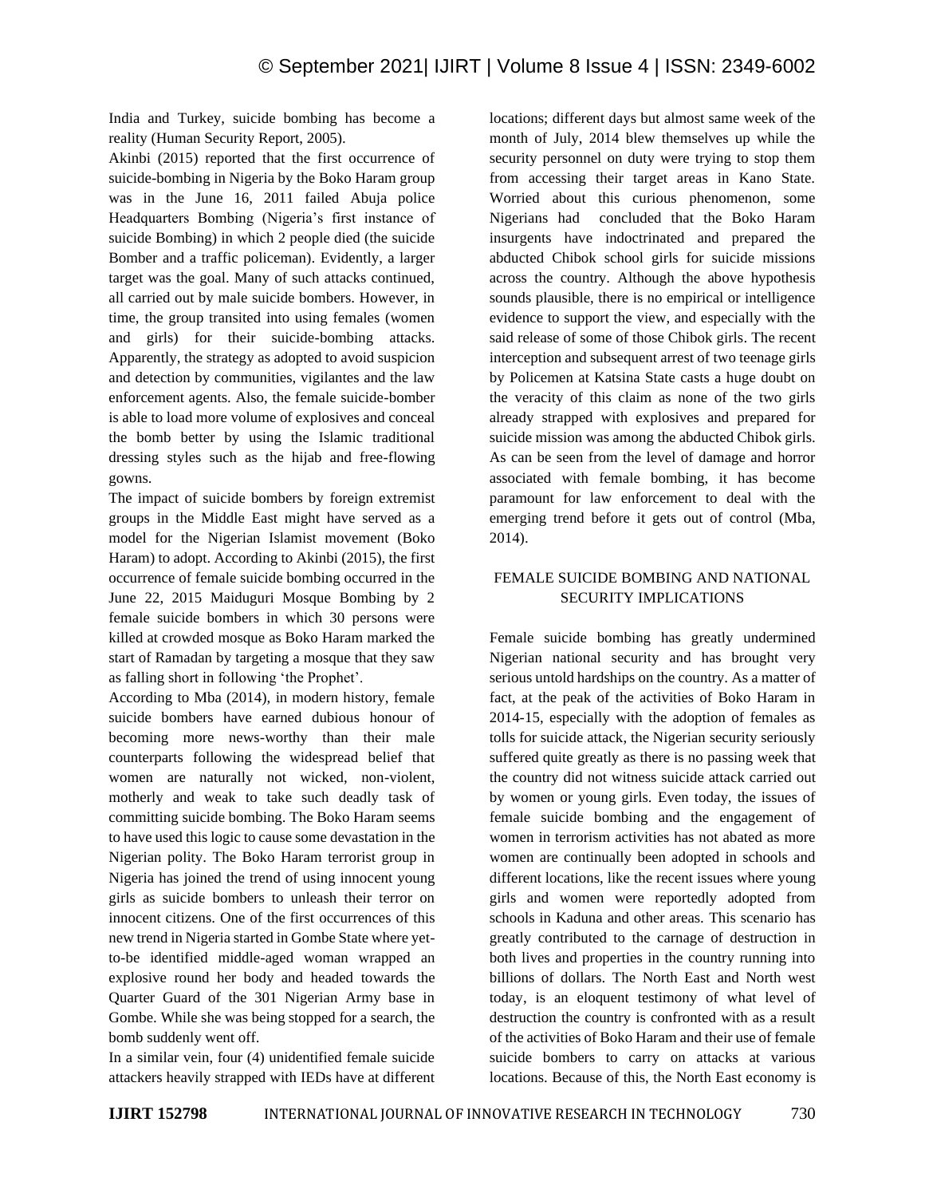India and Turkey, suicide bombing has become a reality (Human Security Report, 2005).

Akinbi (2015) reported that the first occurrence of suicide-bombing in Nigeria by the Boko Haram group was in the June 16, 2011 failed Abuja police Headquarters Bombing (Nigeria's first instance of suicide Bombing) in which 2 people died (the suicide Bomber and a traffic policeman). Evidently, a larger target was the goal. Many of such attacks continued, all carried out by male suicide bombers. However, in time, the group transited into using females (women and girls) for their suicide-bombing attacks. Apparently, the strategy as adopted to avoid suspicion and detection by communities, vigilantes and the law enforcement agents. Also, the female suicide-bomber is able to load more volume of explosives and conceal the bomb better by using the Islamic traditional dressing styles such as the hijab and free-flowing gowns.

The impact of suicide bombers by foreign extremist groups in the Middle East might have served as a model for the Nigerian Islamist movement (Boko Haram) to adopt. According to Akinbi (2015), the first occurrence of female suicide bombing occurred in the June 22, 2015 Maiduguri Mosque Bombing by 2 female suicide bombers in which 30 persons were killed at crowded mosque as Boko Haram marked the start of Ramadan by targeting a mosque that they saw as falling short in following 'the Prophet'.

According to Mba (2014), in modern history, female suicide bombers have earned dubious honour of becoming more news-worthy than their male counterparts following the widespread belief that women are naturally not wicked, non-violent, motherly and weak to take such deadly task of committing suicide bombing. The Boko Haram seems to have used this logic to cause some devastation in the Nigerian polity. The Boko Haram terrorist group in Nigeria has joined the trend of using innocent young girls as suicide bombers to unleash their terror on innocent citizens. One of the first occurrences of this new trend in Nigeria started in Gombe State where yet-to-be identified middle-aged woman wrapped an explosive round her body and headed towards the Quarter Guard of the 301 Nigerian Army base in Gombe. While she was being stopped for a search, the bomb suddenly went off.

In a similar vein, four (4) unidentified female suicide attackers heavily strapped with IEDs have at different locations; different days but almost same week of the month of July, 2014 blew themselves up while the security personnel on duty were trying to stop them from accessing their target areas in Kano State. Worried about this curious phenomenon, some Nigerians had concluded that the Boko Haram insurgents have indoctrinated and prepared the abducted Chibok school girls for suicide missions across the country. Although the above hypothesis sounds plausible, there is no empirical or intelligence evidence to support the view, and especially with the said release of some of those Chibok girls. The recent interception and subsequent arrest of two teenage girls by Policemen at Katsina State casts a huge doubt on the veracity of this claim as none of the two girls already strapped with explosives and prepared for suicide mission was among the abducted Chibok girls. As can be seen from the level of damage and horror associated with female bombing, it has become paramount for law enforcement to deal with the emerging trend before it gets out of control (Mba, 2014).

## FEMALE SUICIDE BOMBING AND NATIONAL SECURITY IMPLICATIONS

Female suicide bombing has greatly undermined Nigerian national security and has brought very serious untold hardships on the country. As a matter of fact, at the peak of the activities of Boko Haram in 2014-15, especially with the adoption of females as tolls for suicide attack, the Nigerian security seriously suffered quite greatly as there is no passing week that the country did not witness suicide attack carried out by women or young girls. Even today, the issues of female suicide bombing and the engagement of women in terrorism activities has not abated as more women are continually been adopted in schools and different locations, like the recent issues where young girls and women were reportedly adopted from schools in Kaduna and other areas. This scenario has greatly contributed to the carnage of destruction in both lives and properties in the country running into billions of dollars. The North East and North west today, is an eloquent testimony of what level of destruction the country is confronted with as a result of the activities of Boko Haram and their use of female suicide bombers to carry on attacks at various locations. Because of this, the North East economy is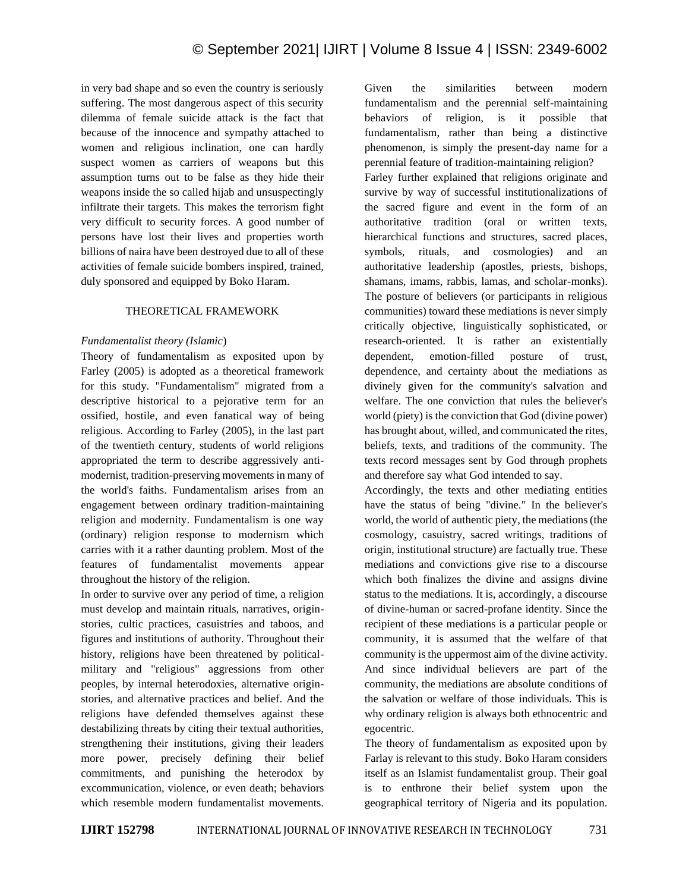in very bad shape and so even the country is seriously suffering. The most dangerous aspect of this security dilemma of female suicide attack is the fact that because of the innocence and sympathy attached to women and religious inclination, one can hardly suspect women as carriers of weapons but this assumption turns out to be false as they hide their weapons inside the so called hijab and unsuspectingly infiltrate their targets. This makes the terrorism fight very difficult to security forces. A good number of persons have lost their lives and properties worth billions of naira have been destroyed due to all of these activities of female suicide bombers inspired, trained, duly sponsored and equipped by Boko Haram.

## THEORETICAL FRAMEWORK

### *Fundamentalist theory (Islamic*)

Theory of fundamentalism as exposited upon by Farley (2005) is adopted as a theoretical framework for this study. "Fundamentalism" migrated from a descriptive historical to a pejorative term for an ossified, hostile, and even fanatical way of being religious. According to Farley (2005), in the last part of the twentieth century, students of world religions appropriated the term to describe aggressively anti-modernist, tradition-preserving movements in many of the world's faiths. Fundamentalism arises from an engagement between ordinary tradition-maintaining religion and modernity. Fundamentalism is one way (ordinary) religion response to modernism which carries with it a rather daunting problem. Most of the features of fundamentalist movements appear throughout the history of the religion.

In order to survive over any period of time, a religion must develop and maintain rituals, narratives, origin-stories, cultic practices, casuistries and taboos, and figures and institutions of authority. Throughout their history, religions have been threatened by political-military and "religious" aggressions from other peoples, by internal heterodoxies, alternative origin-stories, and alternative practices and belief. And the religions have defended themselves against these destabilizing threats by citing their textual authorities, strengthening their institutions, giving their leaders more power, precisely defining their belief commitments, and punishing the heterodox by excommunication, violence, or even death; behaviors which resemble modern fundamentalist movements. Given the similarities between modern fundamentalism and the perennial self-maintaining behaviors of religion, is it possible that fundamentalism, rather than being a distinctive phenomenon, is simply the present-day name for a perennial feature of tradition-maintaining religion?

Farley further explained that religions originate and survive by way of successful institutionalizations of the sacred figure and event in the form of an authoritative tradition (oral or written texts, hierarchical functions and structures, sacred places, symbols, rituals, and cosmologies) and an authoritative leadership (apostles, priests, bishops, shamans, imams, rabbis, lamas, and scholar-monks). The posture of believers (or participants in religious communities) toward these mediations is never simply critically objective, linguistically sophisticated, or research-oriented. It is rather an existentially dependent, emotion-filled posture of trust, dependence, and certainty about the mediations as divinely given for the community's salvation and welfare. The one conviction that rules the believer's world (piety) is the conviction that God (divine power) has brought about, willed, and communicated the rites, beliefs, texts, and traditions of the community. The texts record messages sent by God through prophets and therefore say what God intended to say.

Accordingly, the texts and other mediating entities have the status of being "divine." In the believer's world, the world of authentic piety, the mediations (the cosmology, casuistry, sacred writings, traditions of origin, institutional structure) are factually true. These mediations and convictions give rise to a discourse which both finalizes the divine and assigns divine status to the mediations. It is, accordingly, a discourse of divine-human or sacred-profane identity. Since the recipient of these mediations is a particular people or community, it is assumed that the welfare of that community is the uppermost aim of the divine activity. And since individual believers are part of the community, the mediations are absolute conditions of the salvation or welfare of those individuals. This is why ordinary religion is always both ethnocentric and egocentric.

The theory of fundamentalism as exposited upon by Farlay is relevant to this study. Boko Haram considers itself as an Islamist fundamentalist group. Their goal is to enthrone their belief system upon the geographical territory of Nigeria and its population.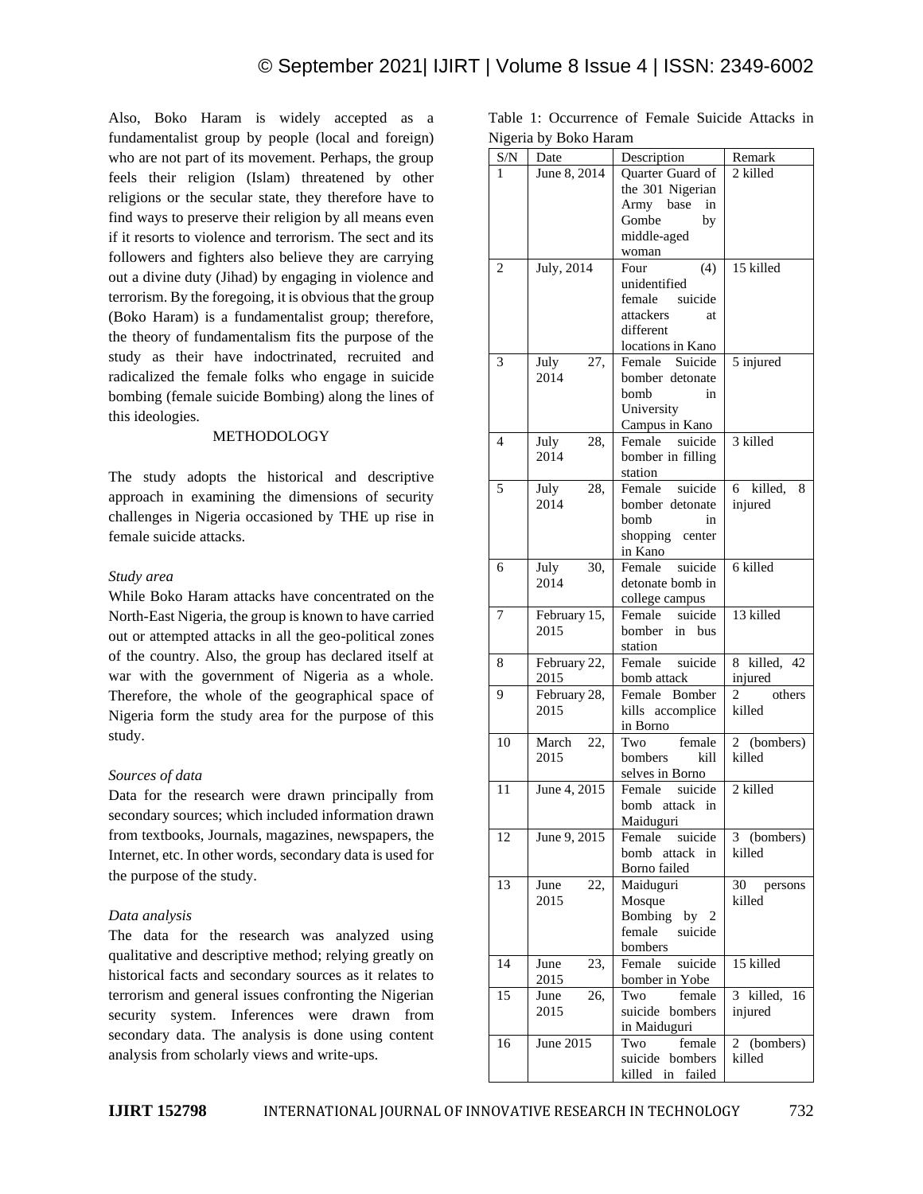Also, Boko Haram is widely accepted as a fundamentalist group by people (local and foreign) who are not part of its movement. Perhaps, the group feels their religion (Islam) threatened by other religions or the secular state, they therefore have to find ways to preserve their religion by all means even if it resorts to violence and terrorism. The sect and its followers and fighters also believe they are carrying out a divine duty (Jihad) by engaging in violence and terrorism. By the foregoing, it is obvious that the group (Boko Haram) is a fundamentalist group; therefore, the theory of fundamentalism fits the purpose of the study as their have indoctrinated, recruited and radicalized the female folks who engage in suicide bombing (female suicide Bombing) along the lines of this ideologies.

## METHODOLOGY

The study adopts the historical and descriptive approach in examining the dimensions of security challenges in Nigeria occasioned by THE up rise in female suicide attacks.

*Study area*

While Boko Haram attacks have concentrated on the North-East Nigeria, the group is known to have carried out or attempted attacks in all the geo-political zones of the country. Also, the group has declared itself at war with the government of Nigeria as a whole. Therefore, the whole of the geographical space of Nigeria form the study area for the purpose of this study.

*Sources of data*

Data for the research were drawn principally from secondary sources; which included information drawn from textbooks, Journals, magazines, newspapers, the Internet, etc. In other words, secondary data is used for the purpose of the study.

*Data analysis*

The data for the research was analyzed using qualitative and descriptive method; relying greatly on historical facts and secondary sources as it relates to terrorism and general issues confronting the Nigerian security system. Inferences were drawn from secondary data. The analysis is done using content analysis from scholarly views and write-ups.

Table 1: Occurrence of Female Suicide Attacks in Nigeria by Boko Haram

| S/N | Date | Description | Remark |
|---|---|---|---|
| 1 | June 8, 2014 | Quarter Guard of the 301 Nigerian Army base in Gombe by middle-aged woman | 2 killed |
| 2 | July, 2014 | Four (4) unidentified female suicide attackers at different locations in Kano | 15 killed |
| 3 | July 27, 2014 | Female Suicide bomber detonate bomb in University Campus in Kano | 5 injured |
| 4 | July 28, 2014 | Female suicide bomber in filling station | 3 killed |
| 5 | July 28, 2014 | Female suicide bomber detonate bomb in shopping center in Kano | 6 killed, 8 injured |
| 6 | July 30, 2014 | Female suicide detonate bomb in college campus | 6 killed |
| 7 | February 15, 2015 | Female suicide bomber in bus station | 13 killed |
| 8 | February 22, 2015 | Female suicide bomb attack | 8 killed, 42 injured |
| 9 | February 28, 2015 | Female Bomber kills accomplice in Borno | 2 others killed |
| 10 | March 22, 2015 | Two female bombers kill selves in Borno | 2 (bombers) killed |
| 11 | June 4, 2015 | Female suicide bomb attack in Maiduguri | 2 killed |
| 12 | June 9, 2015 | Female suicide bomb attack in Borno failed | 3 (bombers) killed |
| 13 | June 22, 2015 | Maiduguri Mosque Bombing by 2 female suicide bombers | 30 persons killed |
| 14 | June 23, 2015 | Female suicide bomber in Yobe | 15 killed |
| 15 | June 26, 2015 | Two female suicide bombers in Maiduguri | 3 killed, 16 injured |
| 16 | June 2015 | Two female suicide bombers killed in failed | 2 (bombers) killed |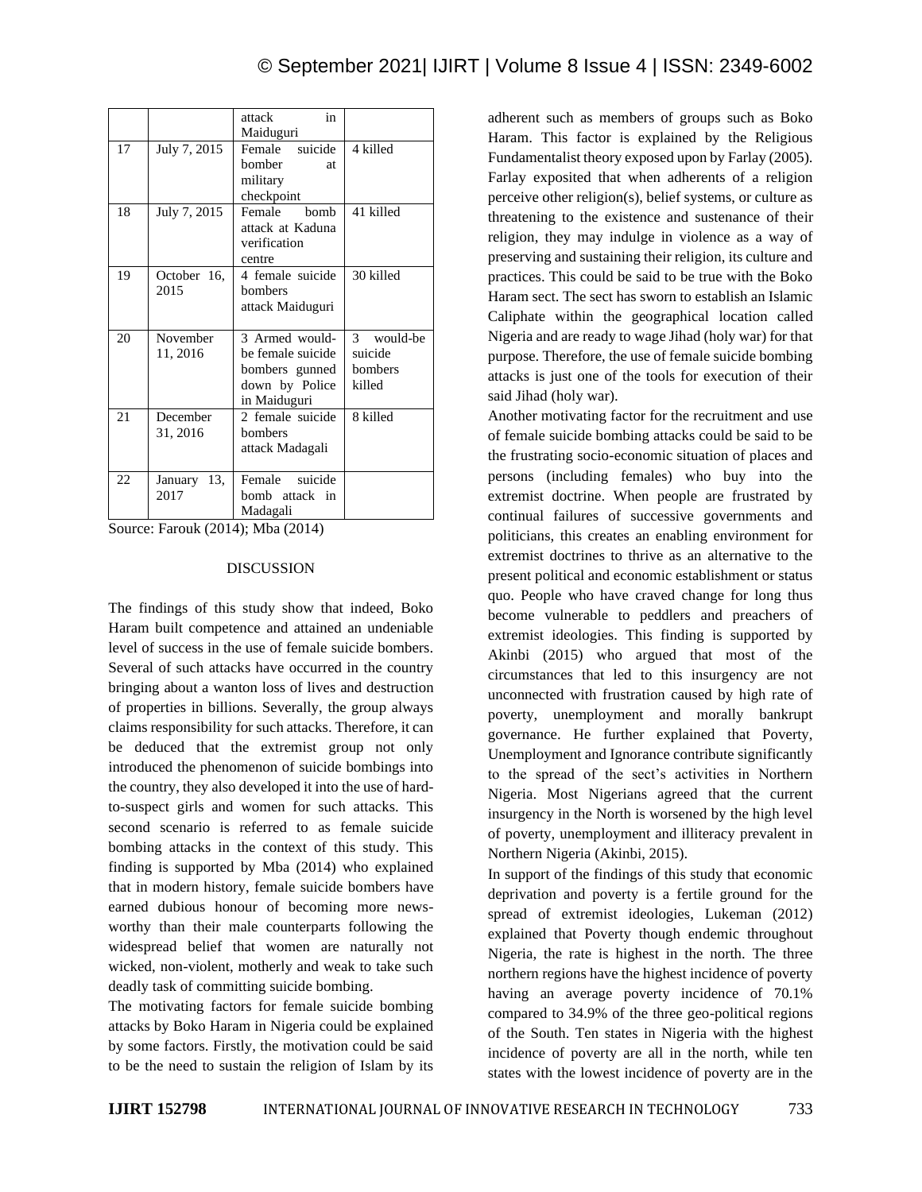| | | attack in Maiduguri | |
|---|---|---|---|
| 17 | July 7, 2015 | Female suicide bomber at military checkpoint | 4 killed |
| 18 | July 7, 2015 | Female bomb attack at Kaduna verification centre | 41 killed |
| 19 | October 16, 2015 | 4 female suicide bombers attack Maiduguri | 30 killed |
| 20 | November 11, 2016 | 3 Armed would-be female suicide bombers gunned down by Police in Maiduguri | 3 would-be suicide bombers killed |
| 21 | December 31, 2016 | 2 female suicide bombers attack Madagali | 8 killed |
| 22 | January 13, 2017 | Female suicide bomb attack in Madagali | |

Source: Farouk (2014); Mba (2014)

## DISCUSSION

The findings of this study show that indeed, Boko Haram built competence and attained an undeniable level of success in the use of female suicide bombers. Several of such attacks have occurred in the country bringing about a wanton loss of lives and destruction of properties in billions. Severally, the group always claims responsibility for such attacks. Therefore, it can be deduced that the extremist group not only introduced the phenomenon of suicide bombings into the country, they also developed it into the use of hard-to-suspect girls and women for such attacks. This second scenario is referred to as female suicide bombing attacks in the context of this study. This finding is supported by Mba (2014) who explained that in modern history, female suicide bombers have earned dubious honour of becoming more news-worthy than their male counterparts following the widespread belief that women are naturally not wicked, non-violent, motherly and weak to take such deadly task of committing suicide bombing.

The motivating factors for female suicide bombing attacks by Boko Haram in Nigeria could be explained by some factors. Firstly, the motivation could be said to be the need to sustain the religion of Islam by its adherent such as members of groups such as Boko Haram. This factor is explained by the Religious Fundamentalist theory exposed upon by Farlay (2005). Farlay exposited that when adherents of a religion perceive other religion(s), belief systems, or culture as threatening to the existence and sustenance of their religion, they may indulge in violence as a way of preserving and sustaining their religion, its culture and practices. This could be said to be true with the Boko Haram sect. The sect has sworn to establish an Islamic Caliphate within the geographical location called Nigeria and are ready to wage Jihad (holy war) for that purpose. Therefore, the use of female suicide bombing attacks is just one of the tools for execution of their said Jihad (holy war).

Another motivating factor for the recruitment and use of female suicide bombing attacks could be said to be the frustrating socio-economic situation of places and persons (including females) who buy into the extremist doctrine. When people are frustrated by continual failures of successive governments and politicians, this creates an enabling environment for extremist doctrines to thrive as an alternative to the present political and economic establishment or status quo. People who have craved change for long thus become vulnerable to peddlers and preachers of extremist ideologies. This finding is supported by Akinbi (2015) who argued that most of the circumstances that led to this insurgency are not unconnected with frustration caused by high rate of poverty, unemployment and morally bankrupt governance. He further explained that Poverty, Unemployment and Ignorance contribute significantly to the spread of the sect's activities in Northern Nigeria. Most Nigerians agreed that the current insurgency in the North is worsened by the high level of poverty, unemployment and illiteracy prevalent in Northern Nigeria (Akinbi, 2015).

In support of the findings of this study that economic deprivation and poverty is a fertile ground for the spread of extremist ideologies, Lukeman (2012) explained that Poverty though endemic throughout Nigeria, the rate is highest in the north. The three northern regions have the highest incidence of poverty having an average poverty incidence of 70.1% compared to 34.9% of the three geo-political regions of the South. Ten states in Nigeria with the highest incidence of poverty are all in the north, while ten states with the lowest incidence of poverty are in the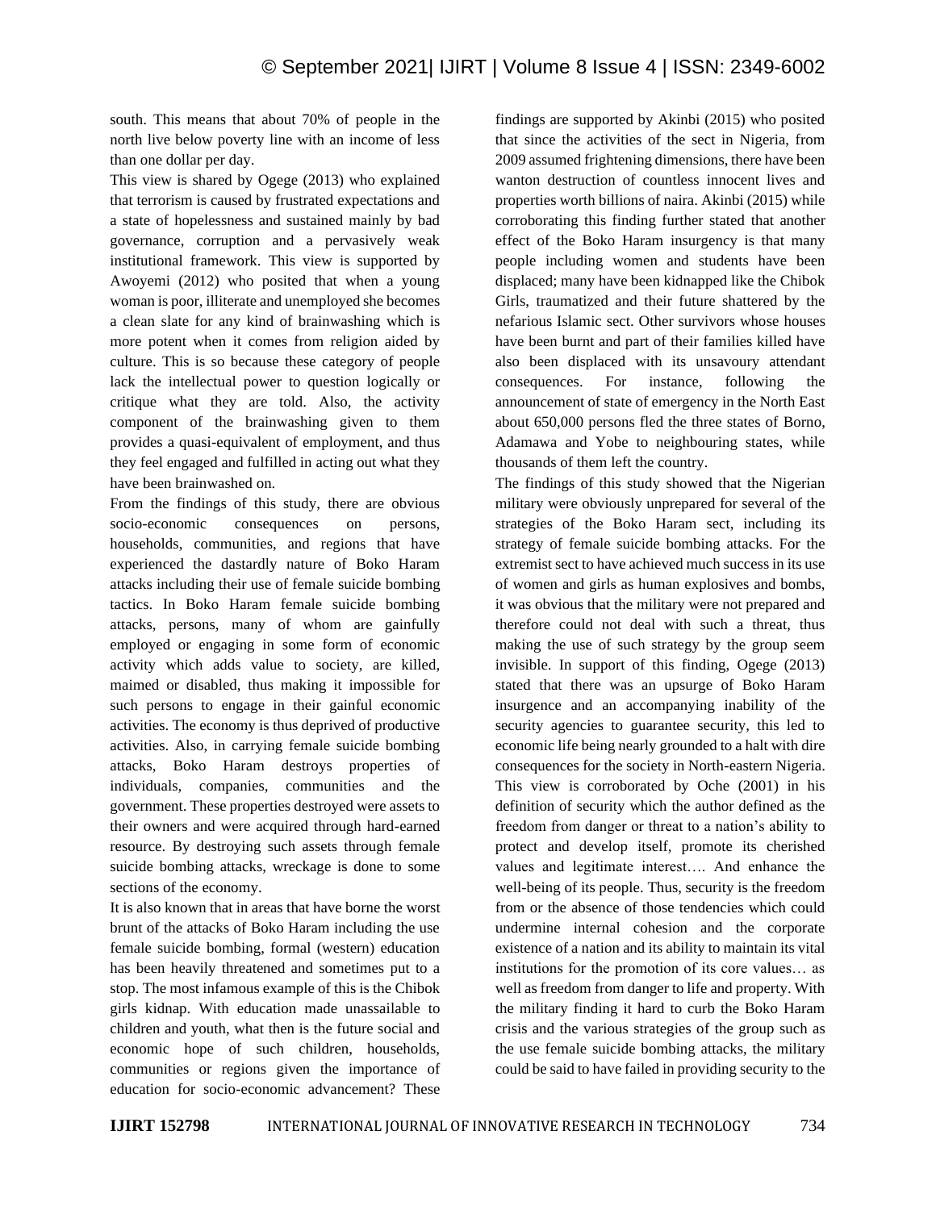south. This means that about 70% of people in the north live below poverty line with an income of less than one dollar per day.

This view is shared by Ogege (2013) who explained that terrorism is caused by frustrated expectations and a state of hopelessness and sustained mainly by bad governance, corruption and a pervasively weak institutional framework. This view is supported by Awoyemi (2012) who posited that when a young woman is poor, illiterate and unemployed she becomes a clean slate for any kind of brainwashing which is more potent when it comes from religion aided by culture. This is so because these category of people lack the intellectual power to question logically or critique what they are told. Also, the activity component of the brainwashing given to them provides a quasi-equivalent of employment, and thus they feel engaged and fulfilled in acting out what they have been brainwashed on.

From the findings of this study, there are obvious socio-economic consequences on persons, households, communities, and regions that have experienced the dastardly nature of Boko Haram attacks including their use of female suicide bombing tactics. In Boko Haram female suicide bombing attacks, persons, many of whom are gainfully employed or engaging in some form of economic activity which adds value to society, are killed, maimed or disabled, thus making it impossible for such persons to engage in their gainful economic activities. The economy is thus deprived of productive activities. Also, in carrying female suicide bombing attacks, Boko Haram destroys properties of individuals, companies, communities and the government. These properties destroyed were assets to their owners and were acquired through hard-earned resource. By destroying such assets through female suicide bombing attacks, wreckage is done to some sections of the economy.

It is also known that in areas that have borne the worst brunt of the attacks of Boko Haram including the use female suicide bombing, formal (western) education has been heavily threatened and sometimes put to a stop. The most infamous example of this is the Chibok girls kidnap. With education made unassailable to children and youth, what then is the future social and economic hope of such children, households, communities or regions given the importance of education for socio-economic advancement? These findings are supported by Akinbi (2015) who posited that since the activities of the sect in Nigeria, from 2009 assumed frightening dimensions, there have been wanton destruction of countless innocent lives and properties worth billions of naira. Akinbi (2015) while corroborating this finding further stated that another effect of the Boko Haram insurgency is that many people including women and students have been displaced; many have been kidnapped like the Chibok Girls, traumatized and their future shattered by the nefarious Islamic sect. Other survivors whose houses have been burnt and part of their families killed have also been displaced with its unsavoury attendant consequences. For instance, following the announcement of state of emergency in the North East about 650,000 persons fled the three states of Borno, Adamawa and Yobe to neighbouring states, while thousands of them left the country.

The findings of this study showed that the Nigerian military were obviously unprepared for several of the strategies of the Boko Haram sect, including its strategy of female suicide bombing attacks. For the extremist sect to have achieved much success in its use of women and girls as human explosives and bombs, it was obvious that the military were not prepared and therefore could not deal with such a threat, thus making the use of such strategy by the group seem invisible. In support of this finding, Ogege (2013) stated that there was an upsurge of Boko Haram insurgence and an accompanying inability of the security agencies to guarantee security, this led to economic life being nearly grounded to a halt with dire consequences for the society in North-eastern Nigeria. This view is corroborated by Oche (2001) in his definition of security which the author defined as the freedom from danger or threat to a nation's ability to protect and develop itself, promote its cherished values and legitimate interest…. And enhance the well-being of its people. Thus, security is the freedom from or the absence of those tendencies which could undermine internal cohesion and the corporate existence of a nation and its ability to maintain its vital institutions for the promotion of its core values… as well as freedom from danger to life and property. With the military finding it hard to curb the Boko Haram crisis and the various strategies of the group such as the use female suicide bombing attacks, the military could be said to have failed in providing security to the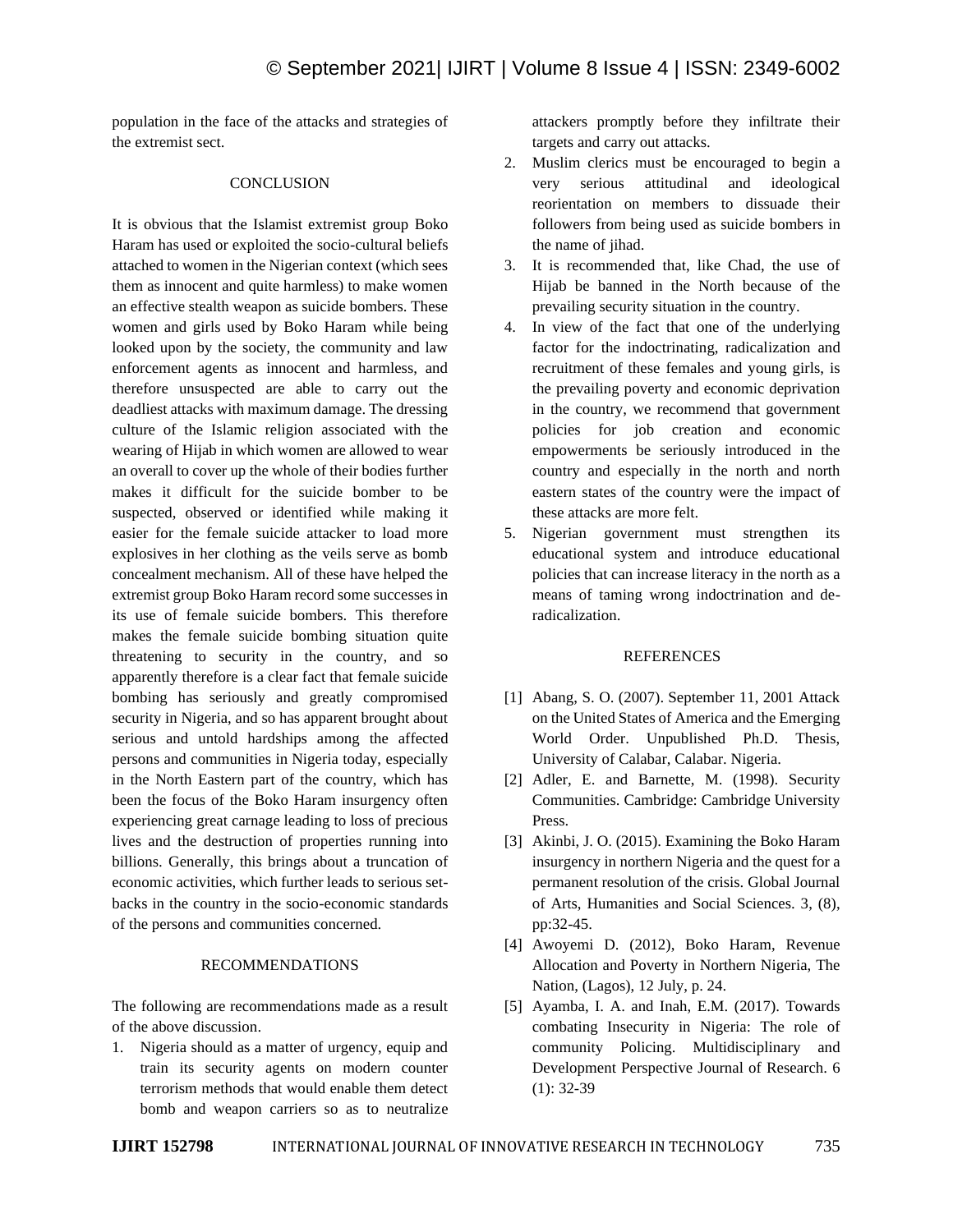population in the face of the attacks and strategies of the extremist sect.

## CONCLUSION

It is obvious that the Islamist extremist group Boko Haram has used or exploited the socio-cultural beliefs attached to women in the Nigerian context (which sees them as innocent and quite harmless) to make women an effective stealth weapon as suicide bombers. These women and girls used by Boko Haram while being looked upon by the society, the community and law enforcement agents as innocent and harmless, and therefore unsuspected are able to carry out the deadliest attacks with maximum damage. The dressing culture of the Islamic religion associated with the wearing of Hijab in which women are allowed to wear an overall to cover up the whole of their bodies further makes it difficult for the suicide bomber to be suspected, observed or identified while making it easier for the female suicide attacker to load more explosives in her clothing as the veils serve as bomb concealment mechanism. All of these have helped the extremist group Boko Haram record some successes in its use of female suicide bombers. This therefore makes the female suicide bombing situation quite threatening to security in the country, and so apparently therefore is a clear fact that female suicide bombing has seriously and greatly compromised security in Nigeria, and so has apparent brought about serious and untold hardships among the affected persons and communities in Nigeria today, especially in the North Eastern part of the country, which has been the focus of the Boko Haram insurgency often experiencing great carnage leading to loss of precious lives and the destruction of properties running into billions. Generally, this brings about a truncation of economic activities, which further leads to serious set-backs in the country in the socio-economic standards of the persons and communities concerned.

## RECOMMENDATIONS

The following are recommendations made as a result of the above discussion.

1. Nigeria should as a matter of urgency, equip and train its security agents on modern counter terrorism methods that would enable them detect bomb and weapon carriers so as to neutralize attackers promptly before they infiltrate their targets and carry out attacks.
2. Muslim clerics must be encouraged to begin a very serious attitudinal and ideological reorientation on members to dissuade their followers from being used as suicide bombers in the name of jihad.
3. It is recommended that, like Chad, the use of Hijab be banned in the North because of the prevailing security situation in the country.
4. In view of the fact that one of the underlying factor for the indoctrinating, radicalization and recruitment of these females and young girls, is the prevailing poverty and economic deprivation in the country, we recommend that government policies for job creation and economic empowerments be seriously introduced in the country and especially in the north and north eastern states of the country were the impact of these attacks are more felt.
5. Nigerian government must strengthen its educational system and introduce educational policies that can increase literacy in the north as a means of taming wrong indoctrination and de-radicalization.

## REFERENCES

[1] Abang, S. O. (2007). September 11, 2001 Attack on the United States of America and the Emerging World Order. Unpublished Ph.D. Thesis, University of Calabar, Calabar. Nigeria.

[2] Adler, E. and Barnette, M. (1998). Security Communities. Cambridge: Cambridge University Press.

[3] Akinbi, J. O. (2015). Examining the Boko Haram insurgency in northern Nigeria and the quest for a permanent resolution of the crisis. Global Journal of Arts, Humanities and Social Sciences. 3, (8), pp:32-45.

[4] Awoyemi D. (2012), Boko Haram, Revenue Allocation and Poverty in Northern Nigeria, The Nation, (Lagos), 12 July, p. 24.

[5] Ayamba, I. A. and Inah, E.M. (2017). Towards combating Insecurity in Nigeria: The role of community Policing. Multidisciplinary and Development Perspective Journal of Research. 6 (1): 32-39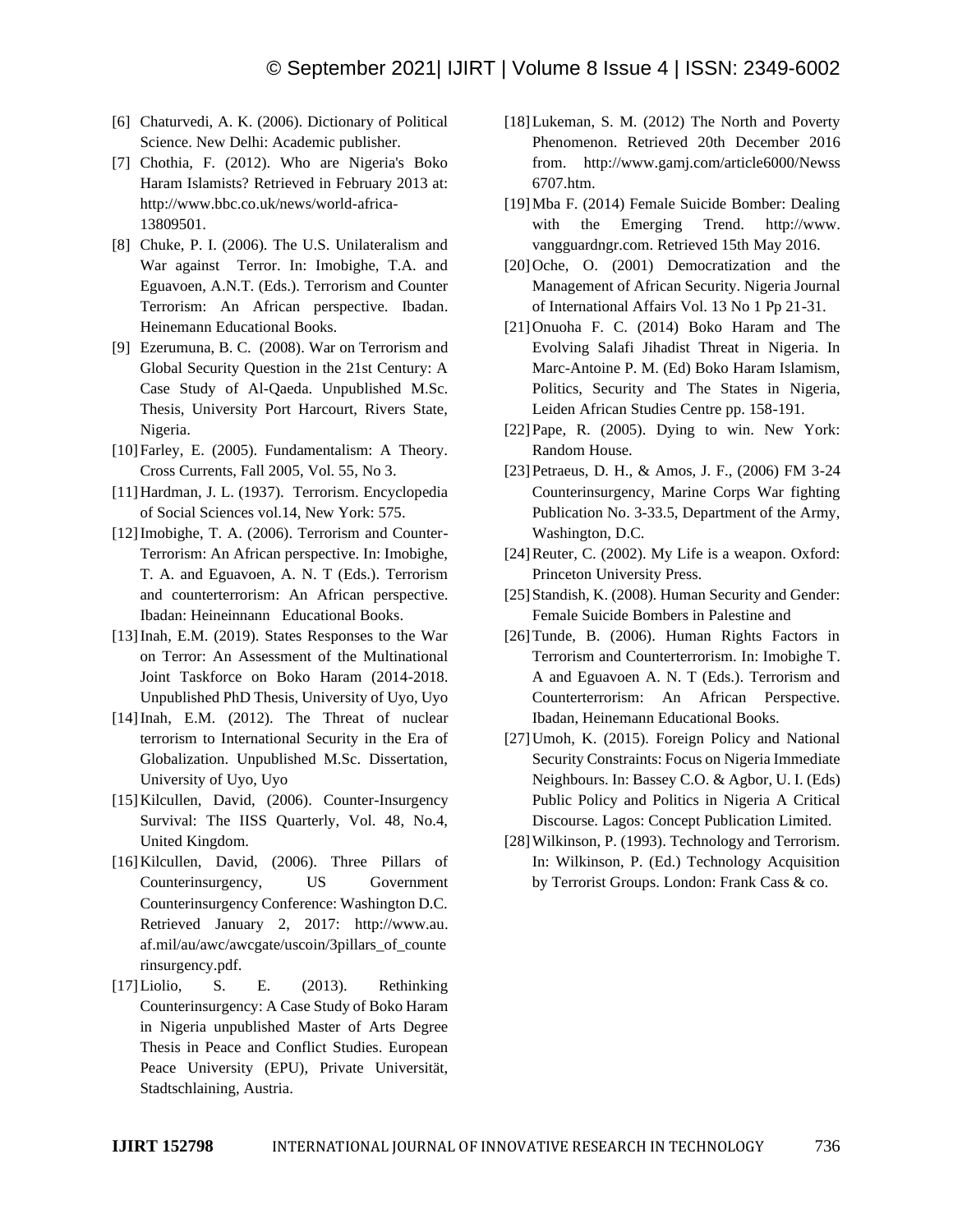[6] Chaturvedi, A. K. (2006). Dictionary of Political Science. New Delhi: Academic publisher.

[7] Chothia, F. (2012). Who are Nigeria's Boko Haram Islamists? Retrieved in February 2013 at: http://www.bbc.co.uk/news/world-africa-13809501.

[8] Chuke, P. I. (2006). The U.S. Unilateralism and War against Terror. In: Imobighe, T.A. and Eguavoen, A.N.T. (Eds.). Terrorism and Counter Terrorism: An African perspective. Ibadan. Heinemann Educational Books.

[9] Ezerumuna, B. C. (2008). War on Terrorism and Global Security Question in the 21st Century: A Case Study of Al-Qaeda. Unpublished M.Sc. Thesis, University Port Harcourt, Rivers State, Nigeria.

[10] Farley, E. (2005). Fundamentalism: A Theory. Cross Currents, Fall 2005, Vol. 55, No 3.

[11] Hardman, J. L. (1937). Terrorism. Encyclopedia of Social Sciences vol.14, New York: 575.

[12] Imobighe, T. A. (2006). Terrorism and Counter-Terrorism: An African perspective. In: Imobighe, T. A. and Eguavoen, A. N. T (Eds.). Terrorism and counterterrorism: An African perspective. Ibadan: Heineinnann Educational Books.

[13] Inah, E.M. (2019). States Responses to the War on Terror: An Assessment of the Multinational Joint Taskforce on Boko Haram (2014-2018. Unpublished PhD Thesis, University of Uyo, Uyo

[14] Inah, E.M. (2012). The Threat of nuclear terrorism to International Security in the Era of Globalization. Unpublished M.Sc. Dissertation, University of Uyo, Uyo

[15] Kilcullen, David, (2006). Counter-Insurgency Survival: The IISS Quarterly, Vol. 48, No.4, United Kingdom.

[16] Kilcullen, David, (2006). Three Pillars of Counterinsurgency, US Government Counterinsurgency Conference: Washington D.C. Retrieved January 2, 2017: http://www.au.af.mil/au/awc/awcgate/uscoin/3pillars_of_counterinsurgency.pdf.

[17] Liolio, S. E. (2013). Rethinking Counterinsurgency: A Case Study of Boko Haram in Nigeria unpublished Master of Arts Degree Thesis in Peace and Conflict Studies. European Peace University (EPU), Private Universität, Stadtschlaining, Austria.

[18] Lukeman, S. M. (2012) The North and Poverty Phenomenon. Retrieved 20th December 2016 from. http://www.gamj.com/article6000/Newss6707.htm.

[19] Mba F. (2014) Female Suicide Bomber: Dealing with the Emerging Trend. http://www.vangguardngr.com. Retrieved 15th May 2016.

[20] Oche, O. (2001) Democratization and the Management of African Security. Nigeria Journal of International Affairs Vol. 13 No 1 Pp 21-31.

[21] Onuoha F. C. (2014) Boko Haram and The Evolving Salafi Jihadist Threat in Nigeria. In Marc-Antoine P. M. (Ed) Boko Haram Islamism, Politics, Security and The States in Nigeria, Leiden African Studies Centre pp. 158-191.

[22] Pape, R. (2005). Dying to win. New York: Random House.

[23] Petraeus, D. H., & Amos, J. F., (2006) FM 3-24 Counterinsurgency, Marine Corps War fighting Publication No. 3-33.5, Department of the Army, Washington, D.C.

[24] Reuter, C. (2002). My Life is a weapon. Oxford: Princeton University Press.

[25] Standish, K. (2008). Human Security and Gender: Female Suicide Bombers in Palestine and

[26] Tunde, B. (2006). Human Rights Factors in Terrorism and Counterterrorism. In: Imobighe T. A and Eguavoen A. N. T (Eds.). Terrorism and Counterterrorism: An African Perspective. Ibadan, Heinemann Educational Books.

[27] Umoh, K. (2015). Foreign Policy and National Security Constraints: Focus on Nigeria Immediate Neighbours. In: Bassey C.O. & Agbor, U. I. (Eds) Public Policy and Politics in Nigeria A Critical Discourse. Lagos: Concept Publication Limited.

[28] Wilkinson, P. (1993). Technology and Terrorism. In: Wilkinson, P. (Ed.) Technology Acquisition by Terrorist Groups. London: Frank Cass & co.